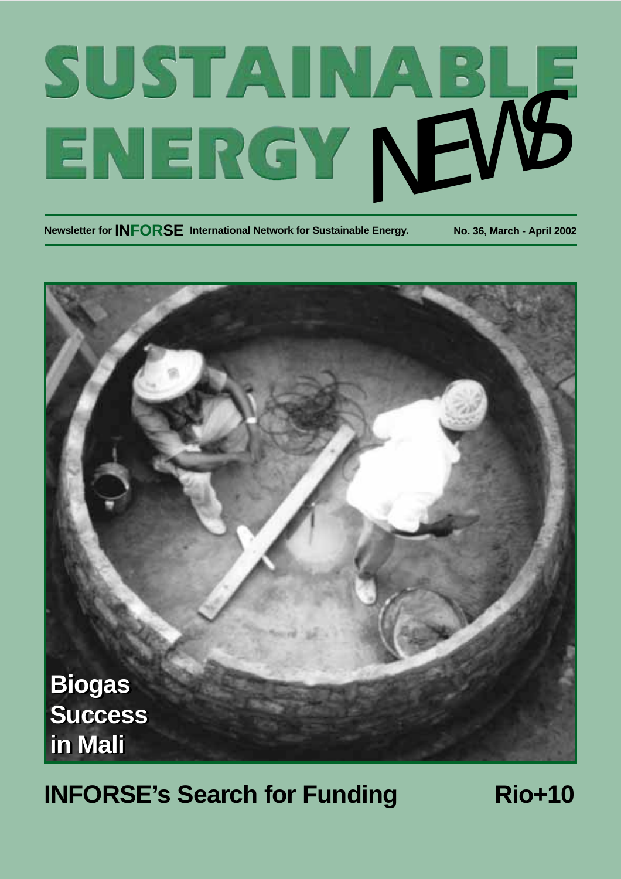# SUSTAINABLE ENERGY NEWS

Newsletter for **INFORSE** International Network for Sustainable Energy.

No. 36, March - April 2002

**Biogas Success in Mali**

## INFORSE's Search for Funding

## Rio+10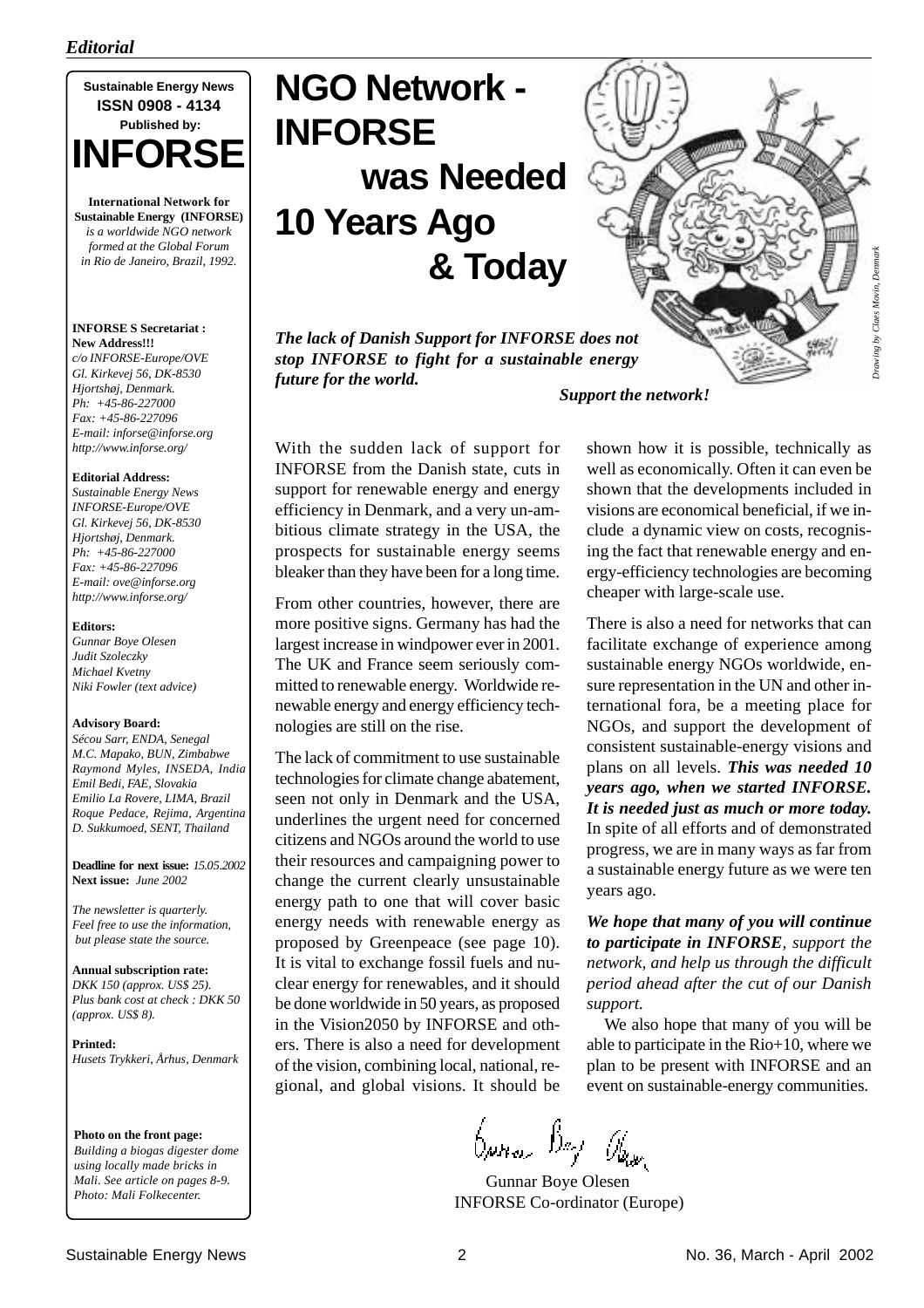*Editorial*

**Sustainable Energy News**
**ISSN 0908 - 4134**
**Published by:**
**INFORSE**

**International Network for Sustainable Energy (INFORSE)** *is a worldwide NGO network formed at the Global Forum in Rio de Janeiro, Brazil, 1992.*

**INFORSE S Secretariat : New Address!!!**
*c/o INFORSE-Europe/OVE*
*Gl. Kirkevej 56, DK-8530*
*Hjortshøj, Denmark.*
*Ph: +45-86-227000*
*Fax: +45-86-227096*
*E-mail: inforse@inforse.org*
*http://www.inforse.org/*

**Editorial Address:**
*Sustainable Energy News*
*INFORSE-Europe/OVE*
*Gl. Kirkevej 56, DK-8530*
*Hjortshøj, Denmark.*
*Ph: +45-86-227000*
*Fax: +45-86-227096*
*E-mail: ove@inforse.org*
*http://www.inforse.org/*

**Editors:**
*Gunnar Boye Olesen*
*Judit Szoleczky*
*Michael Kvetny*
*Niki Fowler (text advice)*

**Advisory Board:**
*Sécou Sarr, ENDA, Senegal*
*M.C. Mapako, BUN, Zimbabwe*
*Raymond Myles, INSEDA, India*
*Emil Bedi, FAE, Slovakia*
*Emilio La Rovere, LIMA, Brazil*
*Roque Pedace, Rejima, Argentina*
*D. Sukkumoed, SENT, Thailand*

**Deadline for next issue:** *15.05.2002*
**Next issue:** *June 2002*

*The newsletter is quarterly. Feel free to use the information, but please state the source.*

**Annual subscription rate:**
*DKK 150 (approx. US$ 25). Plus bank cost at check : DKK 50 (approx. US$ 8).*

**Printed:**
*Husets Trykkeri, Århus, Denmark*

**Photo on the front page:**
*Building a biogas digester dome using locally made bricks in Mali. See article on pages 8-9. Photo: Mali Folkecenter.*

# NGO Network - INFORSE was Needed 10 Years Ago & Today

*Drawing by Claes Movin, Denmark*

***The lack of Danish Support for INFORSE does not stop INFORSE to fight for a sustainable energy future for the world.***

***Support the network!***

With the sudden lack of support for INFORSE from the Danish state, cuts in support for renewable energy and energy efficiency in Denmark, and a very un-ambitious climate strategy in the USA, the prospects for sustainable energy seems bleaker than they have been for a long time.

From other countries, however, there are more positive signs. Germany has had the largest increase in windpower ever in 2001. The UK and France seem seriously committed to renewable energy. Worldwide renewable energy and energy efficiency technologies are still on the rise.

The lack of commitment to use sustainable technologies for climate change abatement, seen not only in Denmark and the USA, underlines the urgent need for concerned citizens and NGOs around the world to use their resources and campaigning power to change the current clearly unsustainable energy path to one that will cover basic energy needs with renewable energy as proposed by Greenpeace (see page 10). It is vital to exchange fossil fuels and nuclear energy for renewables, and it should be done worldwide in 50 years, as proposed in the Vision2050 by INFORSE and others. There is also a need for development of the vision, combining local, national, regional, and global visions. It should be shown how it is possible, technically as well as economically. Often it can even be shown that the developments included in visions are economical beneficial, if we include a dynamic view on costs, recognising the fact that renewable energy and energy-efficiency technologies are becoming cheaper with large-scale use.

There is also a need for networks that can facilitate exchange of experience among sustainable energy NGOs worldwide, ensure representation in the UN and other international fora, be a meeting place for NGOs, and support the development of consistent sustainable-energy visions and plans on all levels. ***This was needed 10 years ago, when we started INFORSE. It is needed just as much or more today.*** In spite of all efforts and of demonstrated progress, we are in many ways as far from a sustainable energy future as we were ten years ago.

***We hope that many of you will continue to participate in INFORSE****, support the network, and help us through the difficult period ahead after the cut of our Danish support.*

We also hope that many of you will be able to participate in the Rio+10, where we plan to be present with INFORSE and an event on sustainable-energy communities.

Gunnar Boye Olesen
INFORSE Co-ordinator (Europe)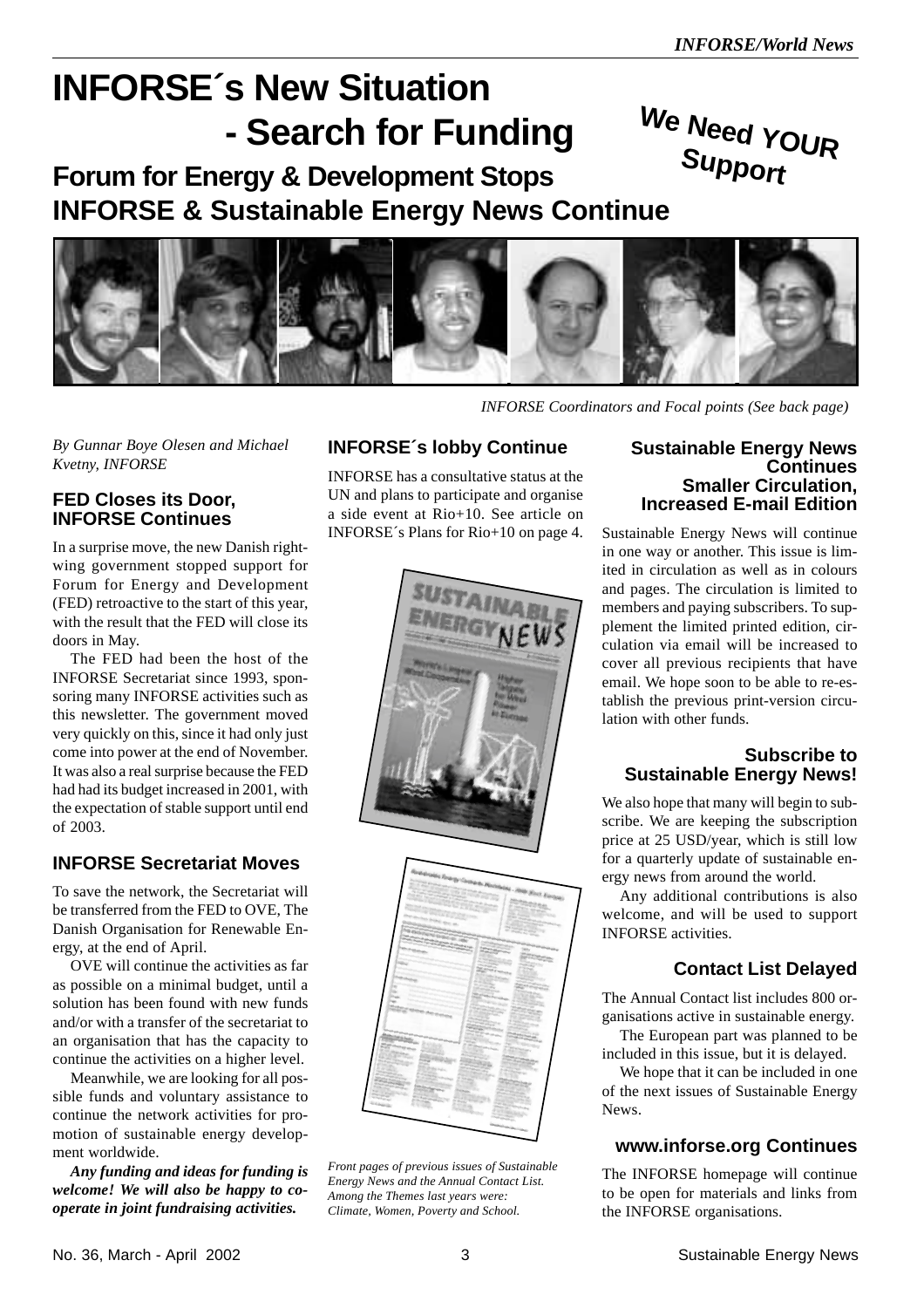# INFORSE´s New Situation - Search for Funding

**We Need YOUR Support**

## Forum for Energy & Development Stops INFORSE & Sustainable Energy News Continue

*INFORSE Coordinators and Focal points (See back page)*

*By Gunnar Boye Olesen and Michael Kvetny, INFORSE*

### FED Closes its Door, INFORSE Continues

In a surprise move, the new Danish right-wing government stopped support for Forum for Energy and Development (FED) retroactive to the start of this year, with the result that the FED will close its doors in May.

The FED had been the host of the INFORSE Secretariat since 1993, sponsoring many INFORSE activities such as this newsletter. The government moved very quickly on this, since it had only just come into power at the end of November. It was also a real surprise because the FED had had its budget increased in 2001, with the expectation of stable support until end of 2003.

### INFORSE Secretariat Moves

To save the network, the Secretariat will be transferred from the FED to OVE, The Danish Organisation for Renewable Energy, at the end of April.

OVE will continue the activities as far as possible on a minimal budget, until a solution has been found with new funds and/or with a transfer of the secretariat to an organisation that has the capacity to continue the activities on a higher level.

Meanwhile, we are looking for all possible funds and voluntary assistance to continue the network activities for promotion of sustainable energy development worldwide.

***Any funding and ideas for funding is welcome! We will also be happy to co-operate in joint fundraising activities.***

### INFORSE´s lobby Continue

INFORSE has a consultative status at the UN and plans to participate and organise a side event at Rio+10. See article on INFORSE´s Plans for Rio+10 on page 4.

*Front pages of previous issues of Sustainable Energy News and the Annual Contact List. Among the Themes last years were: Climate, Women, Poverty and School.*

### Sustainable Energy News Continues Smaller Circulation, Increased E-mail Edition

Sustainable Energy News will continue in one way or another. This issue is limited in circulation as well as in colours and pages. The circulation is limited to members and paying subscribers. To supplement the limited printed edition, circulation via email will be increased to cover all previous recipients that have email. We hope soon to be able to re-establish the previous print-version circulation with other funds.

### Subscribe to Sustainable Energy News!

We also hope that many will begin to subscribe. We are keeping the subscription price at 25 USD/year, which is still low for a quarterly update of sustainable energy news from around the world.

Any additional contributions is also welcome, and will be used to support INFORSE activities.

### Contact List Delayed

The Annual Contact list includes 800 organisations active in sustainable energy.

The European part was planned to be included in this issue, but it is delayed.

We hope that it can be included in one of the next issues of Sustainable Energy News.

### www.inforse.org Continues

The INFORSE homepage will continue to be open for materials and links from the INFORSE organisations.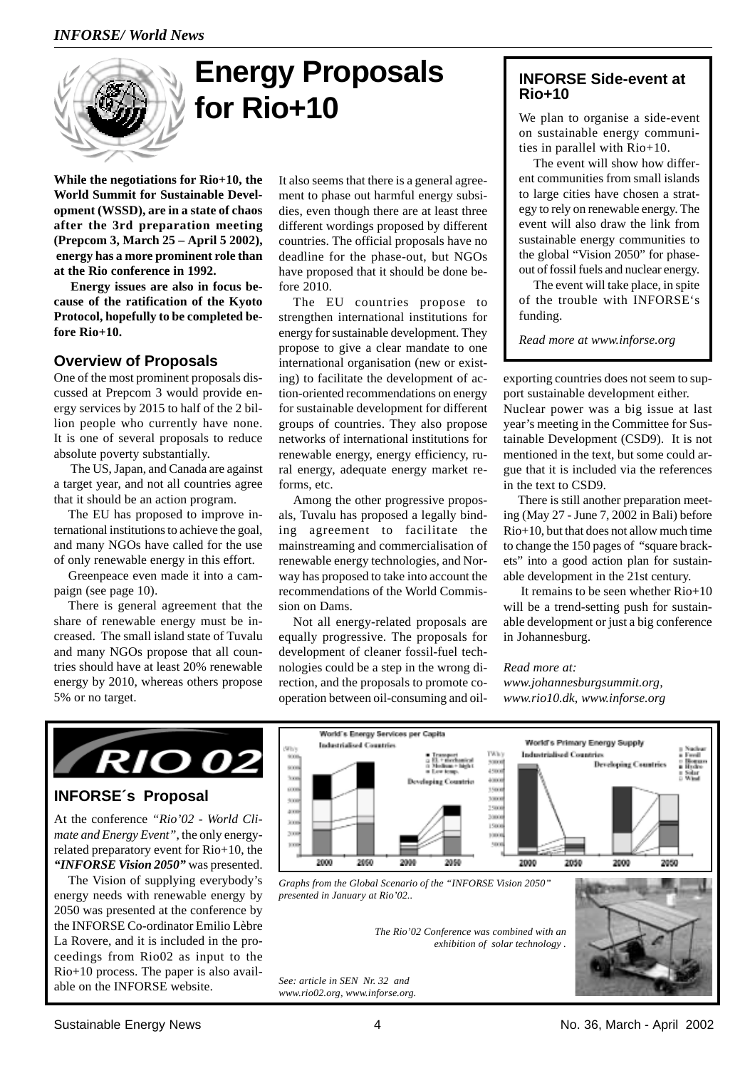# Energy Proposals for Rio+10

**While the negotiations for Rio+10, the World Summit for Sustainable Development (WSSD), are in a state of chaos after the 3rd preparation meeting (Prepcom 3, March 25 – April 5 2002), energy has a more prominent role than at the Rio conference in 1992.**

**Energy issues are also in focus because of the ratification of the Kyoto Protocol, hopefully to be completed before Rio+10.**

## Overview of Proposals

One of the most prominent proposals discussed at Prepcom 3 would provide energy services by 2015 to half of the 2 billion people who currently have none. It is one of several proposals to reduce absolute poverty substantially.

The US, Japan, and Canada are against a target year, and not all countries agree that it should be an action program.

The EU has proposed to improve international institutions to achieve the goal, and many NGOs have called for the use of only renewable energy in this effort.

Greenpeace even made it into a campaign (see page 10).

There is general agreement that the share of renewable energy must be increased. The small island state of Tuvalu and many NGOs propose that all countries should have at least 20% renewable energy by 2010, whereas others propose 5% or no target.

It also seems that there is a general agreement to phase out harmful energy subsidies, even though there are at least three different wordings proposed by different countries. The official proposals have no deadline for the phase-out, but NGOs have proposed that it should be done before 2010.

The EU countries propose to strengthen international institutions for energy for sustainable development. They propose to give a clear mandate to one international organisation (new or existing) to facilitate the development of action-oriented recommendations on energy for sustainable development for different groups of countries. They also propose networks of international institutions for renewable energy, energy efficiency, rural energy, adequate energy market reforms, etc.

Among the other progressive proposals, Tuvalu has proposed a legally binding agreement to facilitate the mainstreaming and commercialisation of renewable energy technologies, and Norway has proposed to take into account the recommendations of the World Commission on Dams.

Not all energy-related proposals are equally progressive. The proposals for development of cleaner fossil-fuel technologies could be a step in the wrong direction, and the proposals to promote co-operation between oil-consuming and oil-exporting countries does not seem to support sustainable development either.

Nuclear power was a big issue at last year's meeting in the Committee for Sustainable Development (CSD9). It is not mentioned in the text, but some could argue that it is included via the references in the text to CSD9.

There is still another preparation meeting (May 27 - June 7, 2002 in Bali) before Rio+10, but that does not allow much time to change the 150 pages of "square brackets" into a good action plan for sustainable development in the 21st century.

It remains to be seen whether Rio+10 will be a trend-setting push for sustainable development or just a big conference in Johannesburg.

*Read more at:*
*www.johannesburgsummit.org, www.rio10.dk, www.inforse.org*

## INFORSE Side-event at Rio+10

We plan to organise a side-event on sustainable energy communities in parallel with Rio+10.

The event will show how different communities from small islands to large cities have chosen a strategy to rely on renewable energy. The event will also draw the link from sustainable energy communities to the global "Vision 2050" for phase-out of fossil fuels and nuclear energy.

The event will take place, in spite of the trouble with INFORSE's funding.

*Read more at www.inforse.org*

## INFORSE´s Proposal

At the conference *"Rio'02 - World Climate and Energy Event"*, the only energy-related preparatory event for Rio+10, the ***"INFORSE Vision 2050"*** was presented.

The Vision of supplying everybody's energy needs with renewable energy by 2050 was presented at the conference by the INFORSE Co-ordinator Emilio Lèbre La Rovere, and it is included in the proceedings from Rio02 as input to the Rio+10 process. The paper is also available on the INFORSE website.

*Graphs from the Global Scenario of the "INFORSE Vision 2050" presented in January at Rio'02..*

*The Rio'02 Conference was combined with an exhibition of solar technology .*

*See: article in SEN Nr. 32 and www.rio02.org, www.inforse.org.*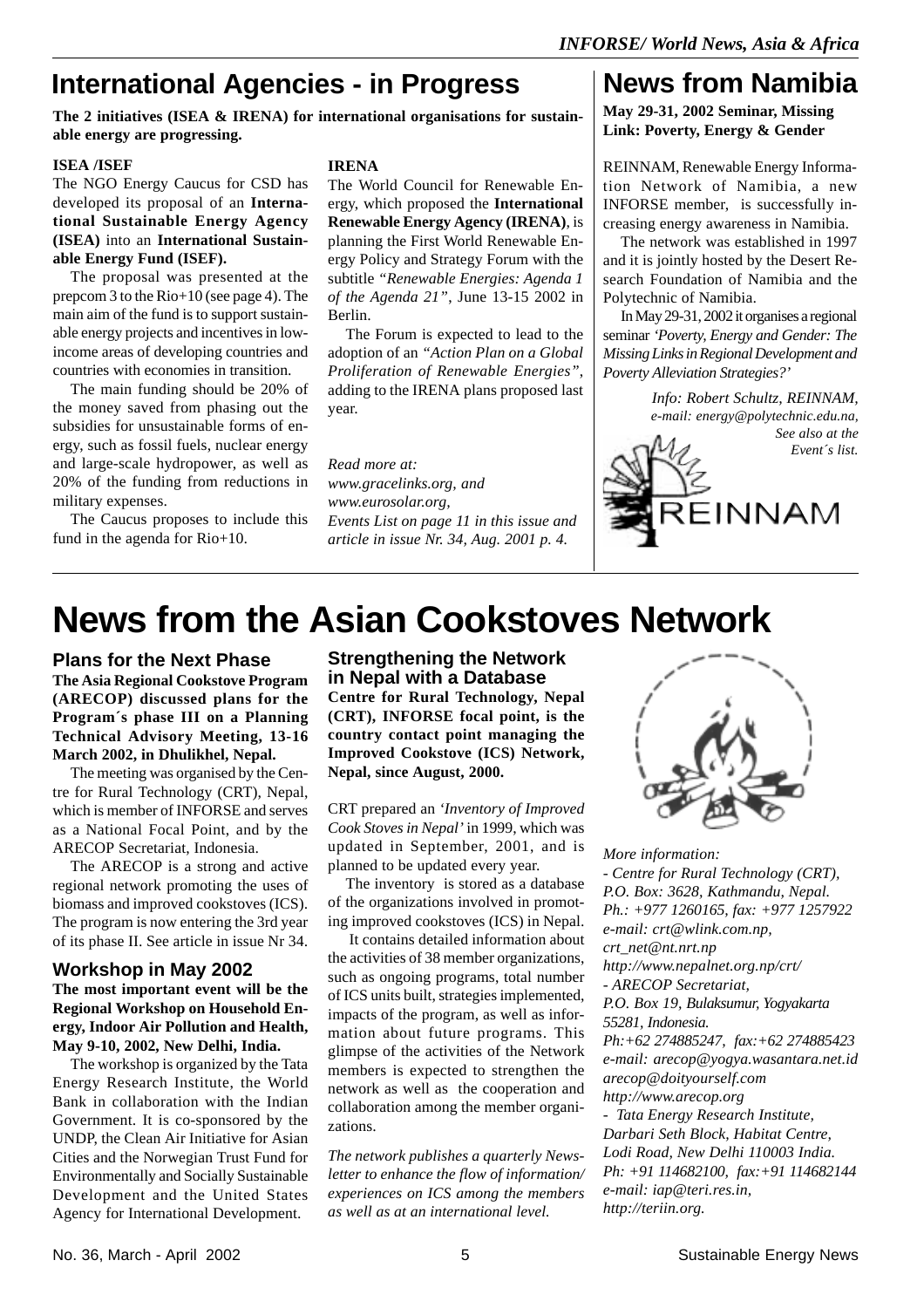# International Agencies - in Progress

**The 2 initiatives (ISEA & IRENA) for international organisations for sustainable energy are progressing.**

### ISEA /ISEF

The NGO Energy Caucus for CSD has developed its proposal of an **International Sustainable Energy Agency (ISEA)** into an **International Sustainable Energy Fund (ISEF).**

The proposal was presented at the prepcom 3 to the Rio+10 (see page 4). The main aim of the fund is to support sustainable energy projects and incentives in low-income areas of developing countries and countries with economies in transition.

The main funding should be 20% of the money saved from phasing out the subsidies for unsustainable forms of energy, such as fossil fuels, nuclear energy and large-scale hydropower, as well as 20% of the funding from reductions in military expenses.

The Caucus proposes to include this fund in the agenda for Rio+10.

### IRENA

The World Council for Renewable Energy, which proposed the **International Renewable Energy Agency (IRENA)**, is planning the First World Renewable Energy Policy and Strategy Forum with the subtitle *"Renewable Energies: Agenda 1 of the Agenda 21"*, June 13-15 2002 in Berlin.

The Forum is expected to lead to the adoption of an *"Action Plan on a Global Proliferation of Renewable Energies"*, adding to the IRENA plans proposed last year.

*Read more at:*
*www.gracelinks.org, and*
*www.eurosolar.org,*
*Events List on page 11 in this issue and article in issue Nr. 34, Aug. 2001 p. 4.*

# News from Namibia

**May 29-31, 2002 Seminar, Missing Link: Poverty, Energy & Gender**

REINNAM, Renewable Energy Information Network of Namibia, a new INFORSE member, is successfully increasing energy awareness in Namibia.

The network was established in 1997 and it is jointly hosted by the Desert Research Foundation of Namibia and the Polytechnic of Namibia.

In May 29-31, 2002 it organises a regional seminar *'Poverty, Energy and Gender: The Missing Links in Regional Development and Poverty Alleviation Strategies?'*

*Info: Robert Schultz, REINNAM,*
*e-mail: energy@polytechnic.edu.na,*
*See also at the Event´s list.*

REINNAM

# News from the Asian Cookstoves Network

## Plans for the Next Phase

**The Asia Regional Cookstove Program (ARECOP) discussed plans for the Program´s phase III on a Planning Technical Advisory Meeting, 13-16 March 2002, in Dhulikhel, Nepal.**

The meeting was organised by the Centre for Rural Technology (CRT), Nepal, which is member of INFORSE and serves as a National Focal Point, and by the ARECOP Secretariat, Indonesia.

The ARECOP is a strong and active regional network promoting the uses of biomass and improved cookstoves (ICS). The program is now entering the 3rd year of its phase II. See article in issue Nr 34.

## Workshop in May 2002

**The most important event will be the Regional Workshop on Household Energy, Indoor Air Pollution and Health, May 9-10, 2002, New Delhi, India.**

The workshop is organized by the Tata Energy Research Institute, the World Bank in collaboration with the Indian Government. It is co-sponsored by the UNDP, the Clean Air Initiative for Asian Cities and the Norwegian Trust Fund for Environmentally and Socially Sustainable Development and the United States Agency for International Development.

## Strengthening the Network in Nepal with a Database

**Centre for Rural Technology, Nepal (CRT), INFORSE focal point, is the country contact point managing the Improved Cookstove (ICS) Network, Nepal, since August, 2000.**

CRT prepared an *'Inventory of Improved Cook Stoves in Nepal'* in 1999, which was updated in September, 2001, and is planned to be updated every year.

The inventory is stored as a database of the organizations involved in promoting improved cookstoves (ICS) in Nepal.

It contains detailed information about the activities of 38 member organizations, such as ongoing programs, total number of ICS units built, strategies implemented, impacts of the program, as well as information about future programs. This glimpse of the activities of the Network members is expected to strengthen the network as well as the cooperation and collaboration among the member organizations.

*The network publishes a quarterly Newsletter to enhance the flow of information/ experiences on ICS among the members as well as at an international level.*

*More information:*
*- Centre for Rural Technology (CRT), P.O. Box: 3628, Kathmandu, Nepal. Ph.: +977 1260165, fax: +977 1257922 e-mail: crt@wlink.com.np, crt_net@nt.nrt.np http://www.nepalnet.org.np/crt/*
*- ARECOP Secretariat, P.O. Box 19, Bulaksumur, Yogyakarta 55281, Indonesia. Ph:+62 274885247, fax:+62 274885423 e-mail: arecop@yogya.wasantara.net.id arecop@doityourself.com http://www.arecop.org*
*- Tata Energy Research Institute, Darbari Seth Block, Habitat Centre, Lodi Road, New Delhi 110003 India. Ph: +91 114682100, fax:+91 114682144 e-mail: iap@teri.res.in, http://teriin.org.*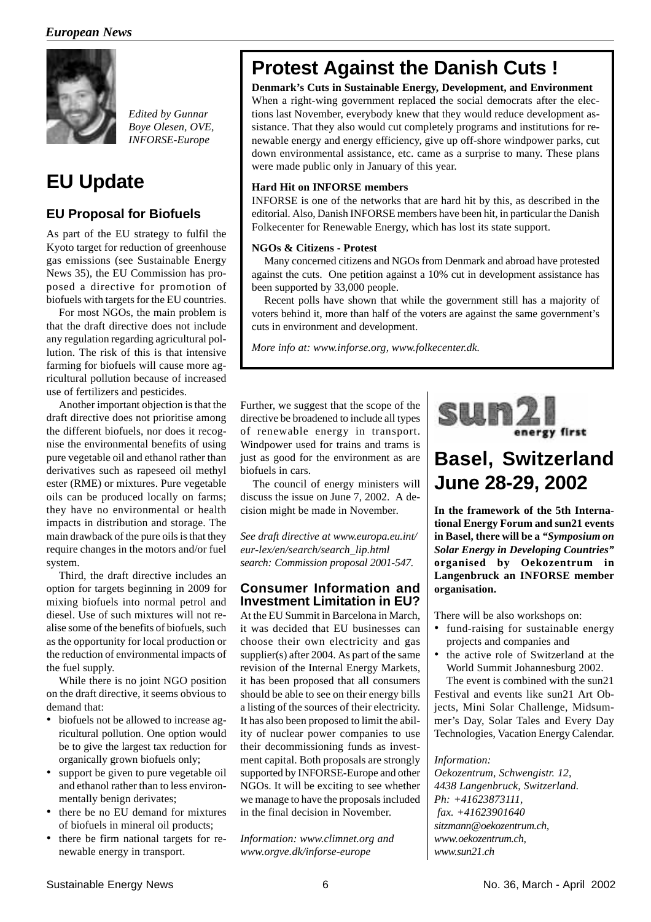*Edited by Gunnar Boye Olesen, OVE, INFORSE-Europe*

# EU Update

## EU Proposal for Biofuels

As part of the EU strategy to fulfil the Kyoto target for reduction of greenhouse gas emissions (see Sustainable Energy News 35), the EU Commission has proposed a directive for promotion of biofuels with targets for the EU countries.

For most NGOs, the main problem is that the draft directive does not include any regulation regarding agricultural pollution. The risk of this is that intensive farming for biofuels will cause more agricultural pollution because of increased use of fertilizers and pesticides.

Another important objection is that the draft directive does not prioritise among the different biofuels, nor does it recognise the environmental benefits of using pure vegetable oil and ethanol rather than derivatives such as rapeseed oil methyl ester (RME) or mixtures. Pure vegetable oils can be produced locally on farms; they have no environmental or health impacts in distribution and storage. The main drawback of the pure oils is that they require changes in the motors and/or fuel system.

Third, the draft directive includes an option for targets beginning in 2009 for mixing biofuels into normal petrol and diesel. Use of such mixtures will not realise some of the benefits of biofuels, such as the opportunity for local production or the reduction of environmental impacts of the fuel supply.

While there is no joint NGO position on the draft directive, it seems obvious to demand that:

- biofuels not be allowed to increase agricultural pollution. One option would be to give the largest tax reduction for organically grown biofuels only;
- support be given to pure vegetable oil and ethanol rather than to less environmentally benign derivates;
- there be no EU demand for mixtures of biofuels in mineral oil products;
- there be firm national targets for renewable energy in transport.

Further, we suggest that the scope of the directive be broadened to include all types of renewable energy in transport. Windpower used for trains and trams is just as good for the environment as are biofuels in cars.

The council of energy ministers will discuss the issue on June 7, 2002. A decision might be made in November.

*See draft directive at www.europa.eu.int/eur-lex/en/search/search_lip.html search: Commission proposal 2001-547.*

## Consumer Information and Investment Limitation in EU?

At the EU Summit in Barcelona in March, it was decided that EU businesses can choose their own electricity and gas supplier(s) after 2004. As part of the same revision of the Internal Energy Markets, it has been proposed that all consumers should be able to see on their energy bills a listing of the sources of their electricity. It has also been proposed to limit the ability of nuclear power companies to use their decommissioning funds as investment capital. Both proposals are strongly supported by INFORSE-Europe and other NGOs. It will be exciting to see whether we manage to have the proposals included in the final decision in November.

*Information: www.climnet.org and www.orgve.dk/inforse-europe*

# Protest Against the Danish Cuts !

**Denmark's Cuts in Sustainable Energy, Development, and Environment**

When a right-wing government replaced the social democrats after the elections last November, everybody knew that they would reduce development assistance. That they also would cut completely programs and institutions for renewable energy and energy efficiency, give up off-shore windpower parks, cut down environmental assistance, etc. came as a surprise to many. These plans were made public only in January of this year.

**Hard Hit on INFORSE members**

INFORSE is one of the networks that are hard hit by this, as described in the editorial. Also, Danish INFORSE members have been hit, in particular the Danish Folkecenter for Renewable Energy, which has lost its state support.

**NGOs & Citizens - Protest**

Many concerned citizens and NGOs from Denmark and abroad have protested against the cuts. One petition against a 10% cut in development assistance has been supported by 33,000 people.

Recent polls have shown that while the government still has a majority of voters behind it, more than half of the voters are against the same government's cuts in environment and development.

*More info at: www.inforse.org, www.folkecenter.dk.*

sun21 energy first

# Basel, Switzerland June 28-29, 2002

**In the framework of the 5th International Energy Forum and sun21 events in Basel, there will be a *"Symposium on Solar Energy in Developing Countries"* organised by Oekozentrum in Langenbruck an INFORSE member organisation.**

There will be also workshops on:

- fund-raising for sustainable energy projects and companies and
- the active role of Switzerland at the World Summit Johannesburg 2002.

The event is combined with the sun21 Festival and events like sun21 Art Objects, Mini Solar Challenge, Midsummer's Day, Solar Tales and Every Day Technologies, Vacation Energy Calendar.

*Information:*
*Oekozentrum, Schwengistr. 12, 4438 Langenbruck, Switzerland.*
*Ph: +41623873111,*
*fax. +41623901640*
*sitzmann@oekozentrum.ch,*
*www.oekozentrum.ch,*
*www.sun21.ch*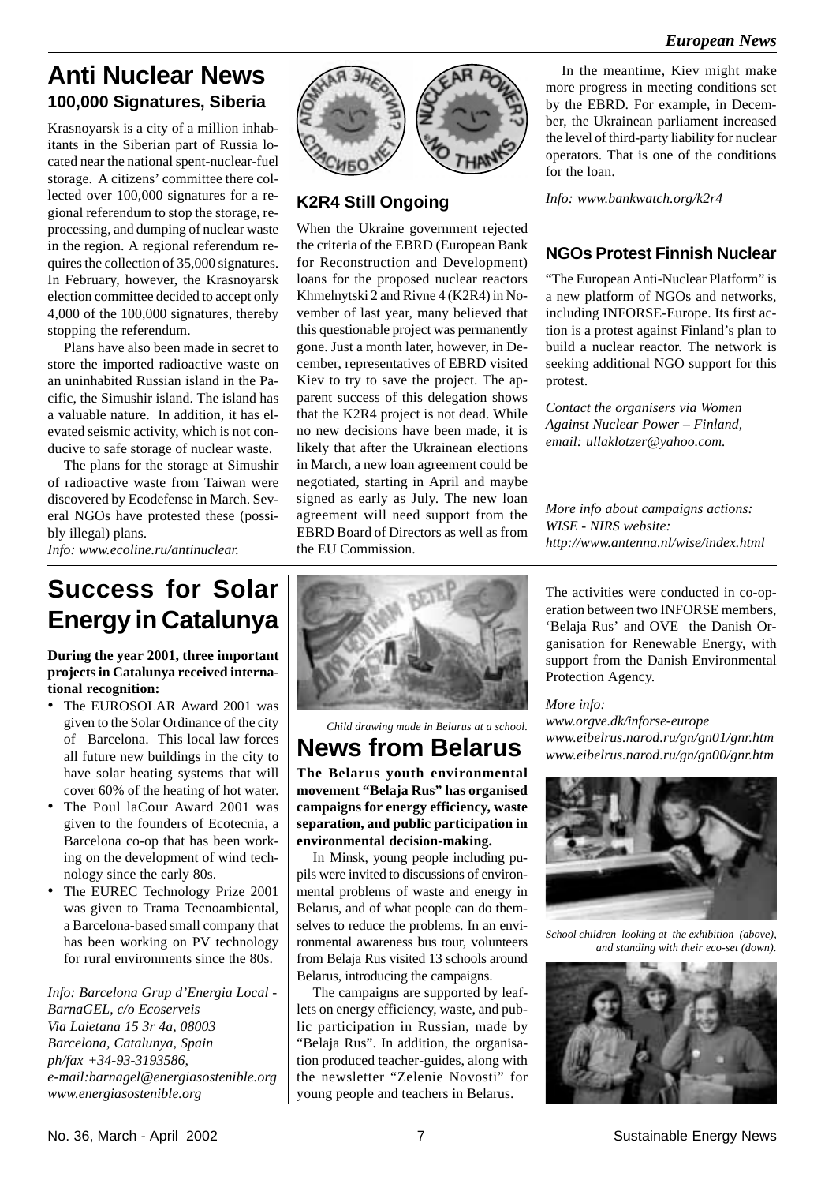# Anti Nuclear News

## 100,000 Signatures, Siberia

Krasnoyarsk is a city of a million inhabitants in the Siberian part of Russia located near the national spent-nuclear-fuel storage. A citizens' committee there collected over 100,000 signatures for a regional referendum to stop the storage, reprocessing, and dumping of nuclear waste in the region. A regional referendum requires the collection of 35,000 signatures. In February, however, the Krasnoyarsk election committee decided to accept only 4,000 of the 100,000 signatures, thereby stopping the referendum.

Plans have also been made in secret to store the imported radioactive waste on an uninhabited Russian island in the Pacific, the Simushir island. The island has a valuable nature. In addition, it has elevated seismic activity, which is not conducive to safe storage of nuclear waste.

The plans for the storage at Simushir of radioactive waste from Taiwan were discovered by Ecodefense in March. Several NGOs have protested these (possibly illegal) plans.

*Info: www.ecoline.ru/antinuclear.*

## K2R4 Still Ongoing

When the Ukraine government rejected the criteria of the EBRD (European Bank for Reconstruction and Development) loans for the proposed nuclear reactors Khmelnytski 2 and Rivne 4 (K2R4) in November of last year, many believed that this questionable project was permanently gone. Just a month later, however, in December, representatives of EBRD visited Kiev to try to save the project. The apparent success of this delegation shows that the K2R4 project is not dead. While no new decisions have been made, it is likely that after the Ukrainean elections in March, a new loan agreement could be negotiated, starting in April and maybe signed as early as July. The new loan agreement will need support from the EBRD Board of Directors as well as from the EU Commission.

In the meantime, Kiev might make more progress in meeting conditions set by the EBRD. For example, in December, the Ukrainean parliament increased the level of third-party liability for nuclear operators. That is one of the conditions for the loan.

*Info: www.bankwatch.org/k2r4*

## NGOs Protest Finnish Nuclear

"The European Anti-Nuclear Platform" is a new platform of NGOs and networks, including INFORSE-Europe. Its first action is a protest against Finland's plan to build a nuclear reactor. The network is seeking additional NGO support for this protest.

*Contact the organisers via Women Against Nuclear Power – Finland, email: ullaklotzer@yahoo.com.*

*More info about campaigns actions: WISE - NIRS website: http://www.antenna.nl/wise/index.html*

# Success for Solar Energy in Catalunya

**During the year 2001, three important projects in Catalunya received international recognition:**

- The EUROSOLAR Award 2001 was given to the Solar Ordinance of the city of Barcelona. This local law forces all future new buildings in the city to have solar heating systems that will cover 60% of the heating of hot water.
- The Poul laCour Award 2001 was given to the founders of Ecotecnia, a Barcelona co-op that has been working on the development of wind technology since the early 80s.
- The EUREC Technology Prize 2001 was given to Trama Tecnoambiental, a Barcelona-based small company that has been working on PV technology for rural environments since the 80s.

*Info: Barcelona Grup d'Energia Local - BarnaGEL, c/o Ecoserveis*
*Via Laietana 15 3r 4a, 08003*
*Barcelona, Catalunya, Spain*
*ph/fax +34-93-3193586,*
*e-mail:barnagel@energiasostenible.org*
*www.energiasostenible.org*

*Child drawing made in Belarus at a school.*

# News from Belarus

**The Belarus youth environmental movement "Belaja Rus" has organised campaigns for energy efficiency, waste separation, and public participation in environmental decision-making.**

In Minsk, young people including pupils were invited to discussions of environmental problems of waste and energy in Belarus, and of what people can do themselves to reduce the problems. In an environmental awareness bus tour, volunteers from Belaja Rus visited 13 schools around Belarus, introducing the campaigns.

The campaigns are supported by leaflets on energy efficiency, waste, and public participation in Russian, made by "Belaja Rus". In addition, the organisation produced teacher-guides, along with the newsletter "Zelenie Novosti" for young people and teachers in Belarus.

The activities were conducted in co-operation between two INFORSE members, 'Belaja Rus' and OVE the Danish Organisation for Renewable Energy, with support from the Danish Environmental Protection Agency.

*More info:*
*www.orgve.dk/inforse-europe*
*www.eibelrus.narod.ru/gn/gn01/gnr.htm*
*www.eibelrus.narod.ru/gn/gn00/gnr.htm*

*School children looking at the exhibition (above), and standing with their eco-set (down).*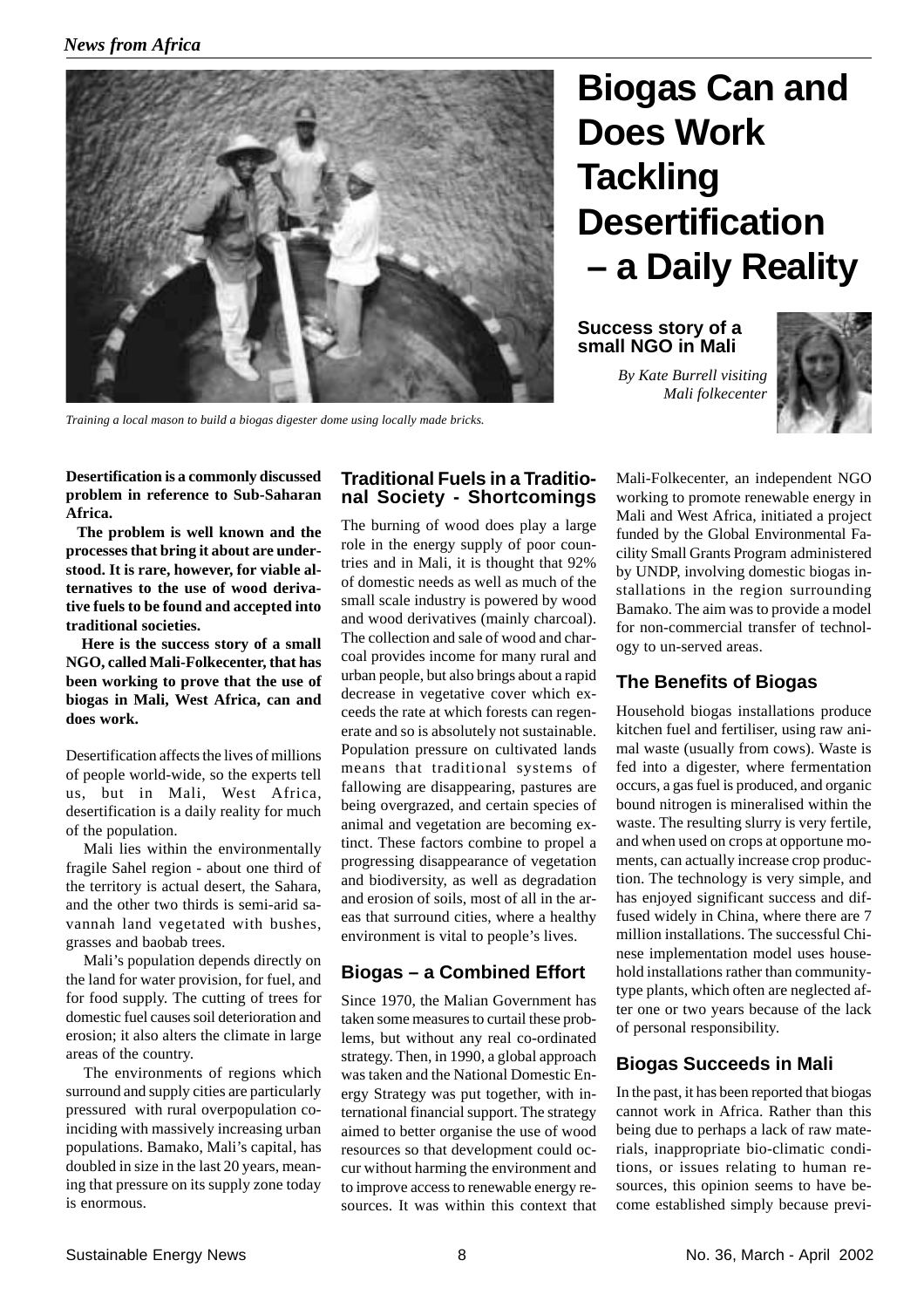# Biogas Can and Does Work Tackling Desertification – a Daily Reality

**Success story of a small NGO in Mali**

*By Kate Burrell visiting Mali folkecenter*

*Training a local mason to build a biogas digester dome using locally made bricks.*

**Desertification is a commonly discussed problem in reference to Sub-Saharan Africa.**

**The problem is well known and the processes that bring it about are understood. It is rare, however, for viable alternatives to the use of wood derivative fuels to be found and accepted into traditional societies.**

**Here is the success story of a small NGO, called Mali-Folkecenter, that has been working to prove that the use of biogas in Mali, West Africa, can and does work.**

Desertification affects the lives of millions of people world-wide, so the experts tell us, but in Mali, West Africa, desertification is a daily reality for much of the population.

Mali lies within the environmentally fragile Sahel region - about one third of the territory is actual desert, the Sahara, and the other two thirds is semi-arid savannah land vegetated with bushes, grasses and baobab trees.

Mali's population depends directly on the land for water provision, for fuel, and for food supply. The cutting of trees for domestic fuel causes soil deterioration and erosion; it also alters the climate in large areas of the country.

The environments of regions which surround and supply cities are particularly pressured with rural overpopulation coinciding with massively increasing urban populations. Bamako, Mali's capital, has doubled in size in the last 20 years, meaning that pressure on its supply zone today is enormous.

## Traditional Fuels in a Traditional Society - Shortcomings

The burning of wood does play a large role in the energy supply of poor countries and in Mali, it is thought that 92% of domestic needs as well as much of the small scale industry is powered by wood and wood derivatives (mainly charcoal). The collection and sale of wood and charcoal provides income for many rural and urban people, but also brings about a rapid decrease in vegetative cover which exceeds the rate at which forests can regenerate and so is absolutely not sustainable. Population pressure on cultivated lands means that traditional systems of fallowing are disappearing, pastures are being overgrazed, and certain species of animal and vegetation are becoming extinct. These factors combine to propel a progressing disappearance of vegetation and biodiversity, as well as degradation and erosion of soils, most of all in the areas that surround cities, where a healthy environment is vital to people's lives.

## Biogas – a Combined Effort

Since 1970, the Malian Government has taken some measures to curtail these problems, but without any real co-ordinated strategy. Then, in 1990, a global approach was taken and the National Domestic Energy Strategy was put together, with international financial support. The strategy aimed to better organise the use of wood resources so that development could occur without harming the environment and to improve access to renewable energy resources. It was within this context that Mali-Folkecenter, an independent NGO working to promote renewable energy in Mali and West Africa, initiated a project funded by the Global Environmental Facility Small Grants Program administered by UNDP, involving domestic biogas installations in the region surrounding Bamako. The aim was to provide a model for non-commercial transfer of technology to un-served areas.

## The Benefits of Biogas

Household biogas installations produce kitchen fuel and fertiliser, using raw animal waste (usually from cows). Waste is fed into a digester, where fermentation occurs, a gas fuel is produced, and organic bound nitrogen is mineralised within the waste. The resulting slurry is very fertile, and when used on crops at opportune moments, can actually increase crop production. The technology is very simple, and has enjoyed significant success and diffused widely in China, where there are 7 million installations. The successful Chinese implementation model uses household installations rather than community-type plants, which often are neglected after one or two years because of the lack of personal responsibility.

## Biogas Succeeds in Mali

In the past, it has been reported that biogas cannot work in Africa. Rather than this being due to perhaps a lack of raw materials, inappropriate bio-climatic conditions, or issues relating to human resources, this opinion seems to have become established simply because previ-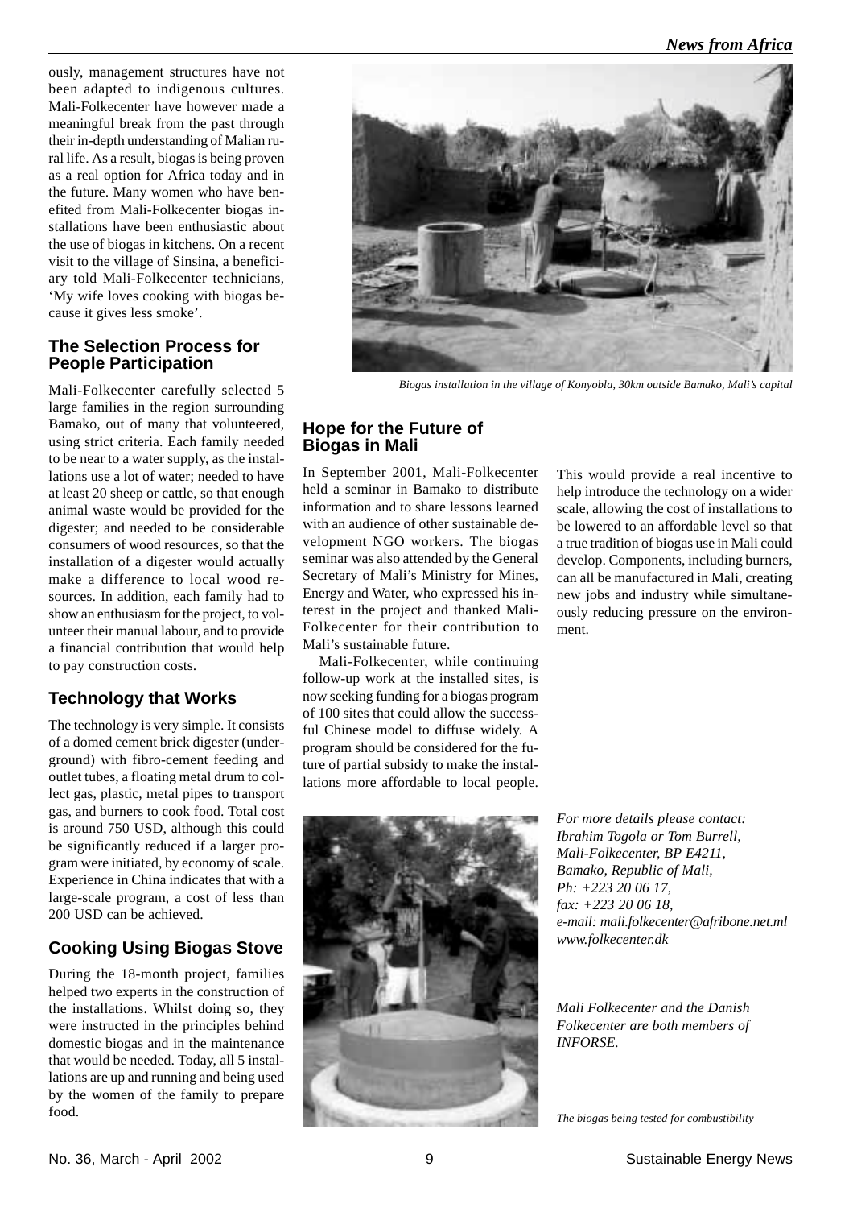ously, management structures have not been adapted to indigenous cultures. Mali-Folkecenter have however made a meaningful break from the past through their in-depth understanding of Malian rural life. As a result, biogas is being proven as a real option for Africa today and in the future. Many women who have benefited from Mali-Folkecenter biogas installations have been enthusiastic about the use of biogas in kitchens. On a recent visit to the village of Sinsina, a beneficiary told Mali-Folkecenter technicians, 'My wife loves cooking with biogas because it gives less smoke'.

### The Selection Process for People Participation

Mali-Folkecenter carefully selected 5 large families in the region surrounding Bamako, out of many that volunteered, using strict criteria. Each family needed to be near to a water supply, as the installations use a lot of water; needed to have at least 20 sheep or cattle, so that enough animal waste would be provided for the digester; and needed to be considerable consumers of wood resources, so that the installation of a digester would actually make a difference to local wood resources. In addition, each family had to show an enthusiasm for the project, to volunteer their manual labour, and to provide a financial contribution that would help to pay construction costs.

### Technology that Works

The technology is very simple. It consists of a domed cement brick digester (underground) with fibro-cement feeding and outlet tubes, a floating metal drum to collect gas, plastic, metal pipes to transport gas, and burners to cook food. Total cost is around 750 USD, although this could be significantly reduced if a larger program were initiated, by economy of scale. Experience in China indicates that with a large-scale program, a cost of less than 200 USD can be achieved.

### Cooking Using Biogas Stove

During the 18-month project, families helped two experts in the construction of the installations. Whilst doing so, they were instructed in the principles behind domestic biogas and in the maintenance that would be needed. Today, all 5 installations are up and running and being used by the women of the family to prepare food.

*Biogas installation in the village of Konyobla, 30km outside Bamako, Mali's capital*

### Hope for the Future of Biogas in Mali

In September 2001, Mali-Folkecenter held a seminar in Bamako to distribute information and to share lessons learned with an audience of other sustainable development NGO workers. The biogas seminar was also attended by the General Secretary of Mali's Ministry for Mines, Energy and Water, who expressed his interest in the project and thanked Mali-Folkecenter for their contribution to Mali's sustainable future.

Mali-Folkecenter, while continuing follow-up work at the installed sites, is now seeking funding for a biogas program of 100 sites that could allow the successful Chinese model to diffuse widely. A program should be considered for the future of partial subsidy to make the installations more affordable to local people. This would provide a real incentive to help introduce the technology on a wider scale, allowing the cost of installations to be lowered to an affordable level so that a true tradition of biogas use in Mali could develop. Components, including burners, can all be manufactured in Mali, creating new jobs and industry while simultaneously reducing pressure on the environment.

*For more details please contact:*
*Ibrahim Togola or Tom Burrell,*
*Mali-Folkecenter, BP E4211,*
*Bamako, Republic of Mali,*
*Ph: +223 20 06 17,*
*fax: +223 20 06 18,*
*e-mail: mali.folkecenter@afribone.net.ml*
*www.folkecenter.dk*

*Mali Folkecenter and the Danish Folkecenter are both members of INFORSE.*

*The biogas being tested for combustibility*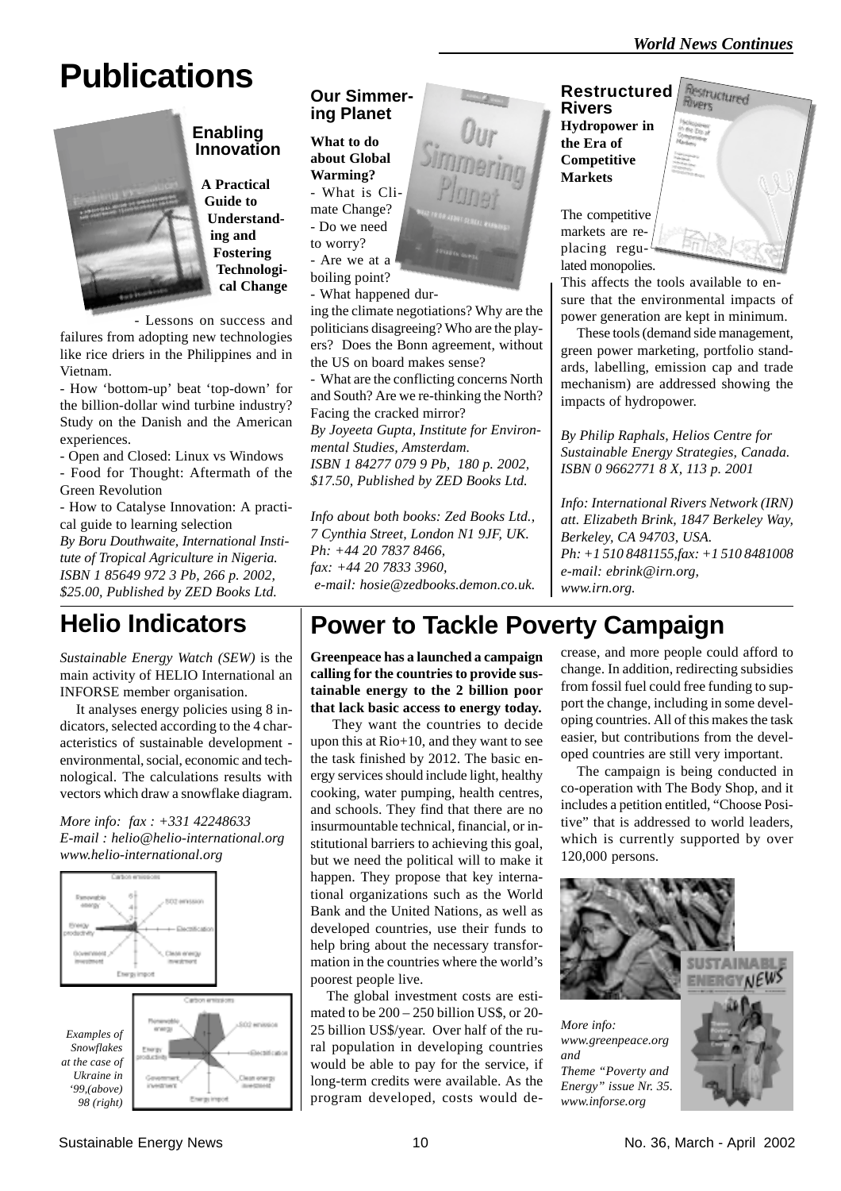# Publications

## Enabling Innovation

**A Practical Guide to Understanding and Fostering Technological Change**

- Lessons on success and failures from adopting new technologies like rice driers in the Philippines and in Vietnam.

- How 'bottom-up' beat 'top-down' for the billion-dollar wind turbine industry? Study on the Danish and the American experiences.

- Open and Closed: Linux vs Windows

- Food for Thought: Aftermath of the Green Revolution

- How to Catalyse Innovation: A practical guide to learning selection

*By Boru Douthwaite, International Institute of Tropical Agriculture in Nigeria. ISBN 1 85649 972 3 Pb, 266 p. 2002, $25.00, Published by ZED Books Ltd.*

## Our Simmering Planet

**What to do about Global Warming?**

- What is Climate Change?
- Do we need to worry?
- Are we at a boiling point?
- What happened during the climate negotiations? Why are the politicians disagreeing? Who are the players? Does the Bonn agreement, without the US on board makes sense?
- What are the conflicting concerns North and South? Are we re-thinking the North? Facing the cracked mirror?

*By Joyeeta Gupta, Institute for Environmental Studies, Amsterdam. ISBN 1 84277 079 9 Pb, 180 p. 2002, $17.50, Published by ZED Books Ltd.*

*Info about both books: Zed Books Ltd., 7 Cynthia Street, London N1 9JF, UK. Ph: +44 20 7837 8466, fax: +44 20 7833 3960, e-mail: hosie@zedbooks.demon.co.uk.*

## Restructured Rivers

**Hydropower in the Era of Competitive Markets**

The competitive markets are replacing regulated monopolies. This affects the tools available to ensure that the environmental impacts of power generation are kept in minimum.

These tools (demand side management, green power marketing, portfolio standards, labelling, emission cap and trade mechanism) are addressed showing the impacts of hydropower.

*By Philip Raphals, Helios Centre for Sustainable Energy Strategies, Canada. ISBN 0 9662771 8 X, 113 p. 2001*

*Info: International Rivers Network (IRN) att. Elizabeth Brink, 1847 Berkeley Way, Berkeley, CA 94703, USA. Ph: +1 510 8481155, fax: +1 510 8481008 e-mail: ebrink@irn.org, www.irn.org.*

# Helio Indicators

*Sustainable Energy Watch (SEW)* is the main activity of HELIO International an INFORSE member organisation.

It analyses energy policies using 8 indicators, selected according to the 4 characteristics of sustainable development - environmental, social, economic and technological. The calculations results with vectors which draw a snowflake diagram.

*More info: fax : +331 42248633*
*E-mail : helio@helio-international.org*
*www.helio-international.org*

*Examples of Snowflakes at the case of Ukraine in '99,(above) 98 (right)*

# Power to Tackle Poverty Campaign

**Greenpeace has a launched a campaign calling for the countries to provide sustainable energy to the 2 billion poor that lack basic access to energy today.**

They want the countries to decide upon this at Rio+10, and they want to see the task finished by 2012. The basic energy services should include light, healthy cooking, water pumping, health centres, and schools. They find that there are no insurmountable technical, financial, or institutional barriers to achieving this goal, but we need the political will to make it happen. They propose that key international organizations such as the World Bank and the United Nations, as well as developed countries, use their funds to help bring about the necessary transformation in the countries where the world's poorest people live.

The global investment costs are estimated to be 200 – 250 billion US$, or 20-25 billion US$/year. Over half of the rural population in developing countries would be able to pay for the service, if long-term credits were available. As the program developed, costs would decrease, and more people could afford to change. In addition, redirecting subsidies from fossil fuel could free funding to support the change, including in some developing countries. All of this makes the task easier, but contributions from the developed countries are still very important.

The campaign is being conducted in co-operation with The Body Shop, and it includes a petition entitled, "Choose Positive" that is addressed to world leaders, which is currently supported by over 120,000 persons.

*More info: www.greenpeace.org and Theme "Poverty and Energy" issue Nr. 35. www.inforse.org*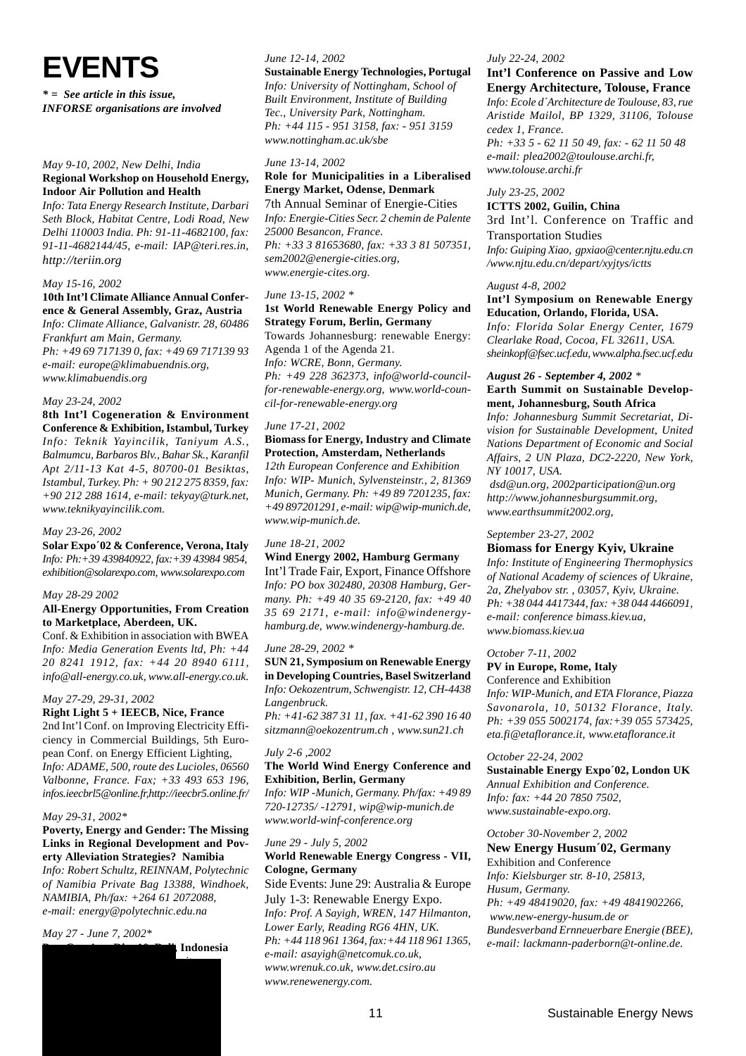# EVENTS

***= See article in this issue, INFORSE organisations are involved***

*May 9-10, 2002, New Delhi, India*

**Regional Workshop on Household Energy, Indoor Air Pollution and Health**

*Info: Tata Energy Research Institute, Darbari Seth Block, Habitat Centre, Lodi Road, New Delhi 110003 India. Ph: 91-11-4682100, fax: 91-11-4682144/45, e-mail: IAP@teri.res.in, http://teriin.org*

*May 15-16, 2002*

**10th Int'l Climate Alliance Annual Conference & General Assembly, Graz, Austria**

*Info: Climate Alliance, Galvanistr. 28, 60486 Frankfurt am Main, Germany. Ph: +49 69 717139 0, fax: +49 69 717139 93 e-mail: europe@klimabuendnis.org, www.klimabuendis.org*

*May 23-24, 2002*

**8th Int'l Cogeneration & Environment Conference & Exhibition, Istambul, Turkey**

*Info: Teknik Yayincilik, Taniyum A.S., Balmumcu, Barbaros Blv., Bahar Sk., Karanfil Apt 2/11-13 Kat 4-5, 80700-01 Besiktas, Istambul, Turkey. Ph: + 90 212 275 8359, fax: +90 212 288 1614, e-mail: tekyay@turk.net, www.teknikyayincilik.com.*

*May 23-26, 2002*

**Solar Expo´02 & Conference, Verona, Italy**

*Info: Ph:+39 439840922, fax:+39 43984 9854, exhibition@solarexpo.com, www.solarexpo.com*

*May 28-29 2002*

**All-Energy Opportunities, From Creation to Marketplace, Aberdeen, UK.**

Conf. & Exhibition in association with BWEA
*Info: Media Generation Events ltd, Ph: +44 20 8241 1912, fax: +44 20 8940 6111, info@all-energy.co.uk, www.all-energy.co.uk.*

*May 27-29, 29-31, 2002*

**Right Light 5 + IEECB, Nice, France**

2nd Int'l Conf. on Improving Electricity Efficiency in Commercial Buildings, 5th European Conf. on Energy Efficient Lighting,
*Info: ADAME, 500, route des Lucioles, 06560 Valbonne, France. Fax; +33 493 653 196, infos.ieecbrl5@online.fr,http://ieecbr5.online.fr/*

*May 29-31, 2002**

**Poverty, Energy and Gender: The Missing Links in Regional Development and Poverty Alleviation Strategies? Namibia**

*Info: Robert Schultz, REINNAM, Polytechnic of Namibia Private Bag 13388, Windhoek, NAMIBIA, Ph/fax: +264 61 2072088, e-mail: energy@polytechnic.edu.na*

*May 27 - June 7, 2002**

**... Indonesia**

*June 12-14, 2002*

**Sustainable Energy Technologies, Portugal**

*Info: University of Nottingham, School of Built Environment, Institute of Building Tec., University Park, Nottingham. Ph: +44 115 - 951 3158, fax: - 951 3159 www.nottingham.ac.uk/sbe*

*June 13-14, 2002*

**Role for Municipalities in a Liberalised Energy Market, Odense, Denmark**

7th Annual Seminar of Energie-Cities
*Info: Energie-Cities Secr. 2 chemin de Palente 25000 Besancon, France. Ph: +33 3 81653680, fax: +33 3 81 507351, sem2002@energie-cities.org, www.energie-cites.org.*

*June 13-15, 2002 **

**1st World Renewable Energy Policy and Strategy Forum, Berlin, Germany**

Towards Johannesburg: renewable Energy: Agenda 1 of the Agenda 21.
*Info: WCRE, Bonn, Germany. Ph: +49 228 362373, info@world-council-for-renewable-energy.org, www.world-council-for-renewable-energy.org*

*June 17-21, 2002*

**Biomass for Energy, Industry and Climate Protection, Amsterdam, Netherlands**

*12th European Conference and Exhibition Info: WIP- Munich, Sylvensteinstr., 2, 81369 Munich, Germany. Ph: +49 89 7201235, fax: +49 897201291, e-mail: wip@wip-munich.de, www.wip-munich.de.*

*June 18-21, 2002*

**Wind Energy 2002, Hamburg Germany**

Int'l Trade Fair, Export, Finance Offshore
*Info: PO box 302480, 20308 Hamburg, Germany. Ph: +49 40 35 69-2120, fax: +49 40 35 69 2171, e-mail: info@windenergy-hamburg.de, www.windenergy-hamburg.de.*

*June 28-29, 2002 **

**SUN 21, Symposium on Renewable Energy in Developing Countries, Basel Switzerland**

*Info: Oekozentrum, Schwengistr. 12, CH-4438 Langenbruck. Ph: +41-62 387 31 11, fax. +41-62 390 16 40 sitzmann@oekozentrum.ch , www.sun21.ch*

*July 2-6 ,2002*

**The World Wind Energy Conference and Exhibition, Berlin, Germany**

*Info: WIP -Munich, Germany. Ph/fax: +49 89 720-12735/ -12791, wip@wip-munich.de www.world-winf-conference.org*

*June 29 - July 5, 2002*

**World Renewable Energy Congress - VII, Cologne, Germany**

Side Events: June 29: Australia & Europe July 1-3: Renewable Energy Expo.
*Info: Prof. A Sayigh, WREN, 147 Hilmanton, Lower Early, Reading RG6 4HN, UK. Ph: +44 118 961 1364, fax:+44 118 961 1365, e-mail: asayigh@netcomuk.co.uk, www.wrenuk.co.uk, www.det.csiro.au www.renewenergy.com.*

*July 22-24, 2002*

**Int'l Conference on Passive and Low Energy Architecture, Tolouse, France**

*Info: Ecole d´Architecture de Toulouse, 83, rue Aristide Mailol, BP 1329, 31106, Tolouse cedex 1, France. Ph: +33 5 - 62 11 50 49, fax: - 62 11 50 48 e-mail: plea2002@toulouse.archi.fr, www.tolouse.archi.fr*

*July 23-25, 2002*

**ICTTS 2002, Guilin, China**

3rd Int'l. Conference on Traffic and Transportation Studies
*Info: Guiping Xiao, gpxiao@center.njtu.edu.cn /www.njtu.edu.cn/depart/xyjtys/ictts*

*August 4-8, 2002*

**Int'l Symposium on Renewable Energy Education, Orlando, Florida, USA.**

*Info: Florida Solar Energy Center, 1679 Clearlake Road, Cocoa, FL 32611, USA. sheinkopf@fsec.ucf.edu, www.alpha.fsec.ucf.edu*

***August 26 - September 4, 2002*** *

**Earth Summit on Sustainable Development, Johannesburg, South Africa**

*Info: Johannesburg Summit Secretariat, Division for Sustainable Development, United Nations Department of Economic and Social Affairs, 2 UN Plaza, DC2-2220, New York, NY 10017, USA. dsd@un.org, 2002participation@un.org http://www.johannesburgsummit.org, www.earthsummit2002.org,*

*September 23-27, 2002*

**Biomass for Energy Kyiv, Ukraine**

*Info: Institute of Engineering Thermophysics of National Academy of sciences of Ukraine, 2a, Zhelyabov str. , 03057, Kyiv, Ukraine. Ph: +38 044 4417344, fax: +38 044 4466091, e-mail: conference bimass.kiev.ua, www.biomass.kiev.ua*

*October 7-11, 2002*

**PV in Europe, Rome, Italy**

Conference and Exhibition
*Info: WIP-Munich, and ETA Florance, Piazza Savonarola, 10, 50132 Florance, Italy. Ph: +39 055 5002174, fax:+39 055 573425, eta.fi@etaflorance.it, www.etaflorance.it*

*October 22-24, 2002*

**Sustainable Energy Expo´02, London UK**

*Annual Exhibition and Conference. Info: fax: +44 20 7850 7502, www.sustainable-expo.org.*

*October 30-November 2, 2002*

**New Energy Husum´02, Germany**

Exhibition and Conference
*Info: Kielsburger str. 8-10, 25813, Husum, Germany. Ph: +49 48419020, fax: +49 4841902266, www.new-energy-husum.de or Bundesverband Ernneuerbare Energie (BEE), e-mail: lackmann-paderborn@t-online.de.*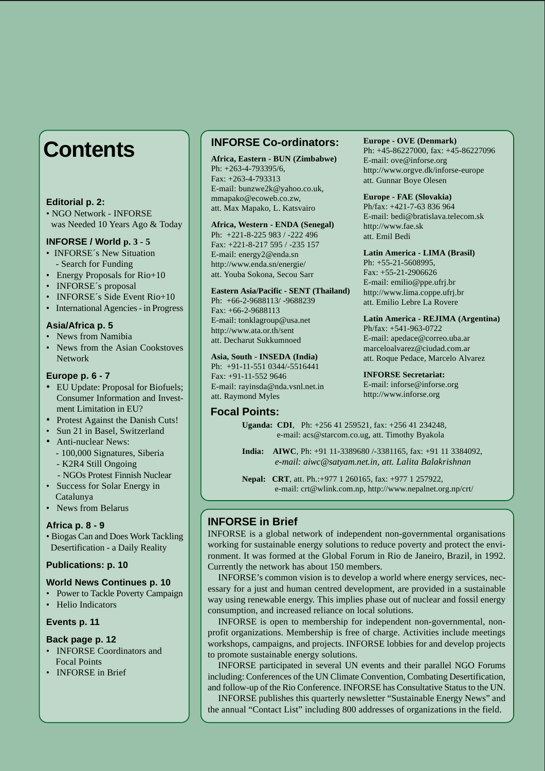# Contents

**Editorial p. 2:**

- NGO Network - INFORSE was Needed 10 Years Ago & Today

**INFORSE / World p. 3 - 5**

- INFORSE´s New Situation - Search for Funding
- Energy Proposals for Rio+10
- INFORSE´s proposal
- INFORSE´s Side Event Rio+10
- International Agencies - in Progress

**Asia/Africa p. 5**

- News from Namibia
- News from the Asian Cookstoves Network

**Europe p. 6 - 7**

- EU Update: Proposal for Biofuels; Consumer Information and Investment Limitation in EU?
- Protest Against the Danish Cuts!
- Sun 21 in Basel, Switzerland
- Anti-nuclear News:
  - 100,000 Signatures, Siberia
  - K2R4 Still Ongoing
  - NGOs Protest Finnish Nuclear
- Success for Solar Energy in Catalunya
- News from Belarus

**Africa p. 8 - 9**

- Biogas Can and Does Work Tackling Desertification - a Daily Reality

**Publications: p. 10**

**World News Continues p. 10**

- Power to Tackle Poverty Campaign
- Helio Indicators

**Events p. 11**

**Back page p. 12**

- INFORSE Coordinators and Focal Points
- INFORSE in Brief

## INFORSE Co-ordinators:

**Africa, Eastern - BUN (Zimbabwe)**
Ph: +263-4-793395/6,
Fax: +263-4-793313
E-mail: bunzwe2k@yahoo.co.uk,
mmapako@ecoweb.co.zw,
att. Max Mapako, L. Katsvairo

**Africa, Western - ENDA (Senegal)**
Ph: +221-8-225 983 / -222 496
Fax: +221-8-217 595 / -235 157
E-mail: energy2@enda.sn
http://www.enda.sn/energie/
att. Youba Sokona, Secou Sarr

**Eastern Asia/Pacific - SENT (Thailand)**
Ph: +66-2-9688113/ -9688239
Fax: +66-2-9688113
E-mail: tonklagroup@usa.net
http://www.ata.or.th/sent
att. Decharut Sukkumnoed

**Asia, South - INSEDA (India)**
Ph: +91-11-551 0344/-5516441
Fax: +91-11-552 9646
E-mail: rayinsda@nda.vsnl.net.in
att. Raymond Myles

**Europe - OVE (Denmark)**
Ph: +45-86227000, fax: +45-86227096
E-mail: ove@inforse.org
http://www.orgve.dk/inforse-europe
att. Gunnar Boye Olesen

**Europe - FAE (Slovakia)**
Ph/fax: +421-7-63 836 964
E-mail: bedi@bratislava.telecom.sk
http://www.fae.sk
att. Emil Bedi

**Latin America - LIMA (Brasil)**
Ph: +55-21-5608995,
Fax: +55-21-2906626
E-mail: emilio@ppe.ufrj.br
http://www.lima.coppe.ufrj.br
att. Emilio Lebre La Rovere

**Latin America - REJIMA (Argentina)**
Ph/fax: +541-963-0722
E-mail: apedace@correo.uba.ar
marceloalvarez@ciudad.com.ar
att. Roque Pedace, Marcelo Alvarez

**INFORSE Secretariat:**
E-mail: inforse@inforse.org
http://www.inforse.org

## Focal Points:

**Uganda:** **CDI**, Ph: +256 41 259521, fax: +256 41 234248, e-mail: acs@starcom.co.ug, att. Timothy Byakola

**India:** **AIWC**, Ph: +91 11-3389680 /-3381165, fax: +91 11 3384092, *e-mail: aiwc@satyam.net.in, att. Lalita Balakrishnan*

**Nepal:** **CRT**, att. Ph.:+977 1 260165, fax: +977 1 257922, e-mail: crt@wlink.com.np, http://www.nepalnet.org.np/crt/

## INFORSE in Brief

INFORSE is a global network of independent non-governmental organisations working for sustainable energy solutions to reduce poverty and protect the environment. It was formed at the Global Forum in Rio de Janeiro, Brazil, in 1992. Currently the network has about 150 members.

INFORSE's common vision is to develop a world where energy services, necessary for a just and human centred development, are provided in a sustainable way using renewable energy. This implies phase out of nuclear and fossil energy consumption, and increased reliance on local solutions.

INFORSE is open to membership for independent non-governmental, non-profit organizations. Membership is free of charge. Activities include meetings workshops, campaigns, and projects. INFORSE lobbies for and develop projects to promote sustainable energy solutions.

INFORSE participated in several UN events and their parallel NGO Forums including: Conferences of the UN Climate Convention, Combating Desertification, and follow-up of the Rio Conference. INFORSE has Consultative Status to the UN.

INFORSE publishes this quarterly newsletter "Sustainable Energy News" and the annual "Contact List" including 800 addresses of organizations in the field.